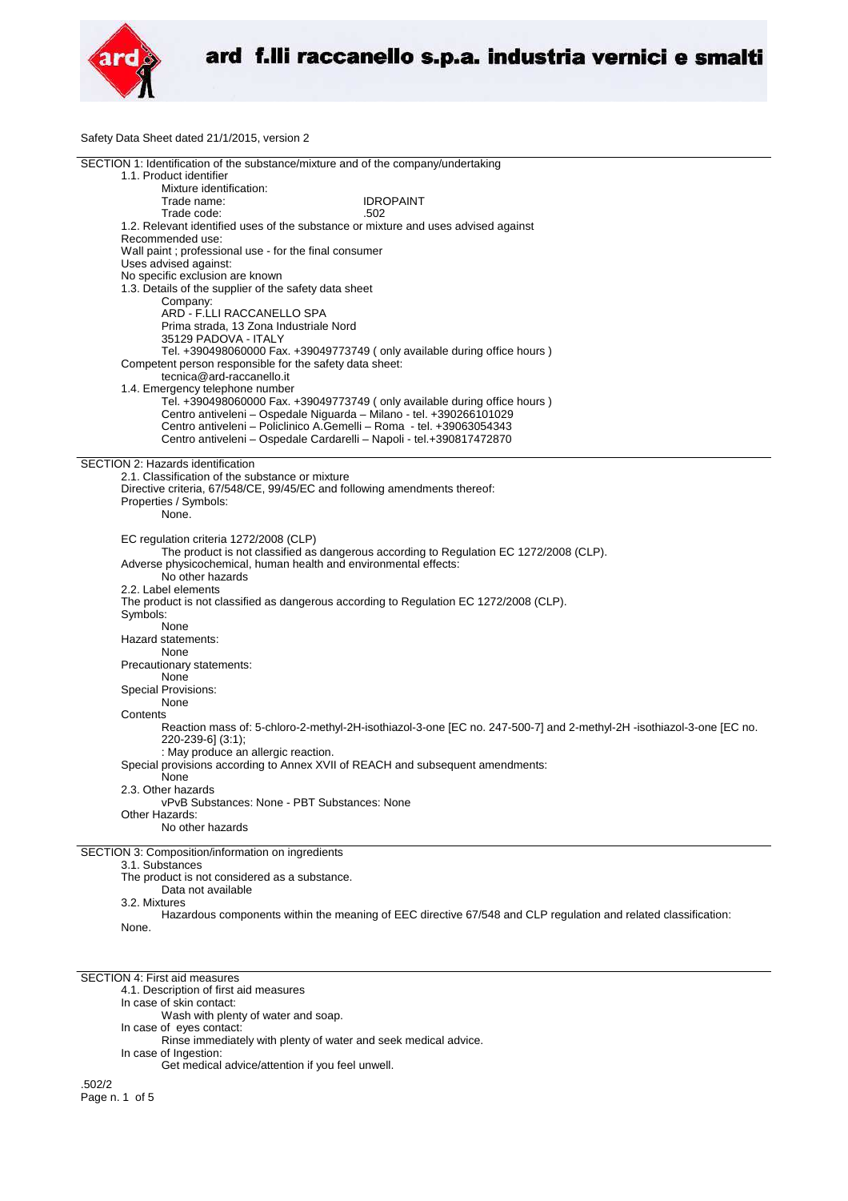# ard f.lli raccanello s.p.a. industria vernici e smalti

Safety Data Sheet dated 21/1/2015, version 2

## SECTION 1: Identification of the substance/mixture and of the company/undertaking

1.1. Product identifier

Mixture identification:

Trade name: IDROPAINT

Trade code: .502

1.2. Relevant identified uses of the substance or mixture and uses advised against

Recommended use:

Wall paint ; professional use - for the final consumer

Uses advised against:

No specific exclusion are known

1.3. Details of the supplier of the safety data sheet

Company:

ARD - F.LLI RACCANELLO SPA
Prima strada, 13 Zona Industriale Nord
35129 PADOVA - ITALY
Tel. +390498060000 Fax. +39049773749 ( only available during office hours )

Competent person responsible for the safety data sheet:

tecnica@ard-raccanello.it

1.4. Emergency telephone number

Tel. +390498060000 Fax. +39049773749 ( only available during office hours )
Centro antiveleni – Ospedale Niguarda – Milano - tel. +390266101029
Centro antiveleni – Policlinico A.Gemelli – Roma - tel. +39063054343
Centro antiveleni – Ospedale Cardarelli – Napoli - tel.+390817472870

## SECTION 2: Hazards identification

2.1. Classification of the substance or mixture

Directive criteria, 67/548/CE, 99/45/EC and following amendments thereof:

Properties / Symbols:

None.

EC regulation criteria 1272/2008 (CLP)

The product is not classified as dangerous according to Regulation EC 1272/2008 (CLP).

Adverse physicochemical, human health and environmental effects:

No other hazards

2.2. Label elements

The product is not classified as dangerous according to Regulation EC 1272/2008 (CLP).

Symbols:

None

Hazard statements:

None

Precautionary statements:

None

Special Provisions:

None

Contents

Reaction mass of: 5-chloro-2-methyl-2H-isothiazol-3-one [EC no. 247-500-7] and 2-methyl-2H -isothiazol-3-one [EC no. 220-239-6] (3:1);

: May produce an allergic reaction.

Special provisions according to Annex XVII of REACH and subsequent amendments:

None

2.3. Other hazards

vPvB Substances: None - PBT Substances: None

Other Hazards:

No other hazards

## SECTION 3: Composition/information on ingredients

3.1. Substances

The product is not considered as a substance.

Data not available

3.2. Mixtures

Hazardous components within the meaning of EEC directive 67/548 and CLP regulation and related classification:

None.

## SECTION 4: First aid measures

4.1. Description of first aid measures

In case of skin contact:

Wash with plenty of water and soap.

In case of eyes contact:

Rinse immediately with plenty of water and seek medical advice.

In case of Ingestion:

Get medical advice/attention if you feel unwell.

.502/2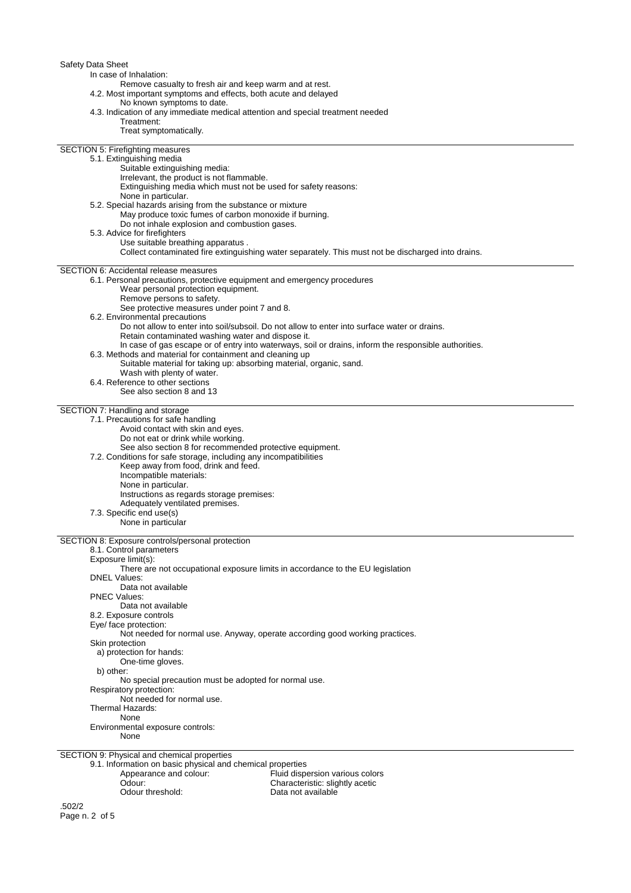In case of Inhalation:

Remove casualty to fresh air and keep warm and at rest.

4.2. Most important symptoms and effects, both acute and delayed

No known symptoms to date.

4.3. Indication of any immediate medical attention and special treatment needed

Treatment:

Treat symptomatically.

## SECTION 5: Firefighting measures

5.1. Extinguishing media

Suitable extinguishing media:

Irrelevant, the product is not flammable.

Extinguishing media which must not be used for safety reasons:

None in particular.

5.2. Special hazards arising from the substance or mixture

May produce toxic fumes of carbon monoxide if burning.

Do not inhale explosion and combustion gases.

5.3. Advice for firefighters

Use suitable breathing apparatus .

Collect contaminated fire extinguishing water separately. This must not be discharged into drains.

## SECTION 6: Accidental release measures

6.1. Personal precautions, protective equipment and emergency procedures

Wear personal protection equipment.

Remove persons to safety.

See protective measures under point 7 and 8.

6.2. Environmental precautions

Do not allow to enter into soil/subsoil. Do not allow to enter into surface water or drains.

Retain contaminated washing water and dispose it.

In case of gas escape or of entry into waterways, soil or drains, inform the responsible authorities.

6.3. Methods and material for containment and cleaning up

Suitable material for taking up: absorbing material, organic, sand.

Wash with plenty of water.

6.4. Reference to other sections

See also section 8 and 13

## SECTION 7: Handling and storage

7.1. Precautions for safe handling

Avoid contact with skin and eyes.

Do not eat or drink while working.

See also section 8 for recommended protective equipment.

7.2. Conditions for safe storage, including any incompatibilities

Keep away from food, drink and feed.

Incompatible materials:

None in particular.

Instructions as regards storage premises:

Adequately ventilated premises.

7.3. Specific end use(s)

None in particular

## SECTION 8: Exposure controls/personal protection

8.1. Control parameters

Exposure limit(s):

There are not occupational exposure limits in accordance to the EU legislation

DNEL Values:

Data not available

PNEC Values:

Data not available

8.2. Exposure controls

Eye/ face protection:

Not needed for normal use. Anyway, operate according good working practices.

Skin protection

a) protection for hands:

One-time gloves.

b) other:

No special precaution must be adopted for normal use.

Respiratory protection:

Not needed for normal use.

Thermal Hazards:

None

Environmental exposure controls:

None

## SECTION 9: Physical and chemical properties

9.1. Information on basic physical and chemical properties

| | |
|---|---|
| Appearance and colour: | Fluid dispersion various colors |
| Odour: | Characteristic: slightly acetic |
| Odour threshold: | Data not available |

.502/2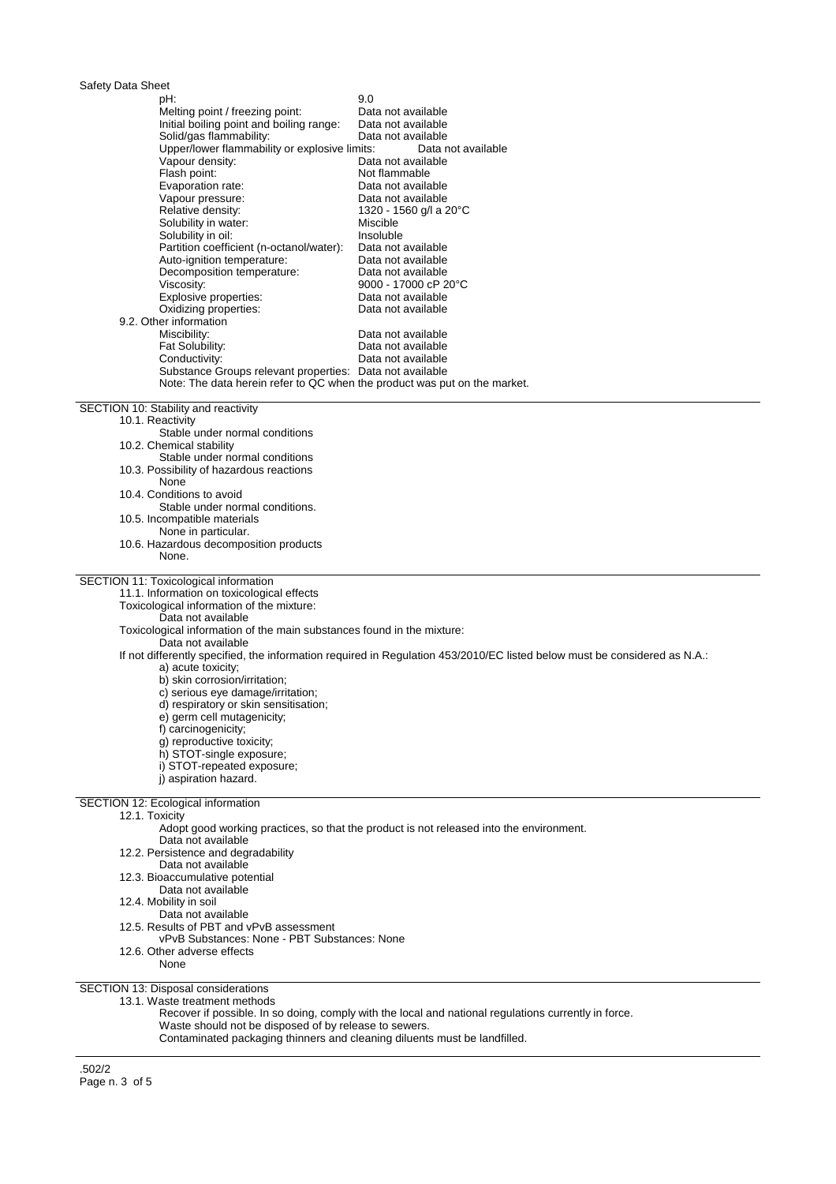| Property | Value |
|---|---|
| pH: | 9.0 |
| Melting point / freezing point: | Data not available |
| Initial boiling point and boiling range: | Data not available |
| Solid/gas flammability: | Data not available |
| Upper/lower flammability or explosive limits: | Data not available |
| Vapour density: | Data not available |
| Flash point: | Not flammable |
| Evaporation rate: | Data not available |
| Vapour pressure: | Data not available |
| Relative density: | 1320 - 1560 g/l a 20°C |
| Solubility in water: | Miscible |
| Solubility in oil: | Insoluble |
| Partition coefficient (n-octanol/water): | Data not available |
| Auto-ignition temperature: | Data not available |
| Decomposition temperature: | Data not available |
| Viscosity: | 9000 - 17000 cP 20°C |
| Explosive properties: | Data not available |
| Oxidizing properties: | Data not available |

9.2. Other information

| Property | Value |
|---|---|
| Miscibility: | Data not available |
| Fat Solubility: | Data not available |
| Conductivity: | Data not available |
| Substance Groups relevant properties: | Data not available |

Note: The data herein refer to QC when the product was put on the market.

## SECTION 10: Stability and reactivity

10.1. Reactivity
Stable under normal conditions

10.2. Chemical stability
Stable under normal conditions

10.3. Possibility of hazardous reactions
None

10.4. Conditions to avoid
Stable under normal conditions.

10.5. Incompatible materials
None in particular.

10.6. Hazardous decomposition products
None.

## SECTION 11: Toxicological information

11.1. Information on toxicological effects

Toxicological information of the mixture:
Data not available

Toxicological information of the main substances found in the mixture:
Data not available

If not differently specified, the information required in Regulation 453/2010/EC listed below must be considered as N.A.:

a) acute toxicity;
b) skin corrosion/irritation;
c) serious eye damage/irritation;
d) respiratory or skin sensitisation;
e) germ cell mutagenicity;
f) carcinogenicity;
g) reproductive toxicity;
h) STOT-single exposure;
i) STOT-repeated exposure;
j) aspiration hazard.

## SECTION 12: Ecological information

12.1. Toxicity
Adopt good working practices, so that the product is not released into the environment.
Data not available

12.2. Persistence and degradability
Data not available

12.3. Bioaccumulative potential
Data not available

12.4. Mobility in soil
Data not available

12.5. Results of PBT and vPvB assessment
vPvB Substances: None - PBT Substances: None

12.6. Other adverse effects
None

## SECTION 13: Disposal considerations

13.1. Waste treatment methods
Recover if possible. In so doing, comply with the local and national regulations currently in force.
Waste should not be disposed of by release to sewers.
Contaminated packaging thinners and cleaning diluents must be landfilled.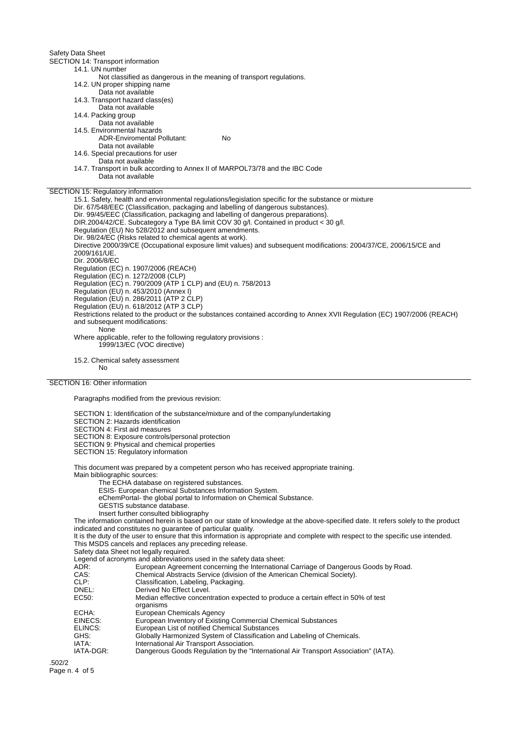Safety Data Sheet

## SECTION 14: Transport information

14.1. UN number

Not classified as dangerous in the meaning of transport regulations.

14.2. UN proper shipping name

Data not available

14.3. Transport hazard class(es)

Data not available

14.4. Packing group

Data not available

14.5. Environmental hazards

ADR-Enviromental Pollutant: No

Data not available

14.6. Special precautions for user

Data not available

14.7. Transport in bulk according to Annex II of MARPOL73/78 and the IBC Code

Data not available

## SECTION 15: Regulatory information

15.1. Safety, health and environmental regulations/legislation specific for the substance or mixture

Dir. 67/548/EEC (Classification, packaging and labelling of dangerous substances).
Dir. 99/45/EEC (Classification, packaging and labelling of dangerous preparations).
DIR.2004/42/CE. Subcategory a Type BA limit COV 30 g/l. Contained in product < 30 g/l.
Regulation (EU) No 528/2012 and subsequent amendments.
Dir. 98/24/EC (Risks related to chemical agents at work).
Directive 2000/39/CE (Occupational exposure limit values) and subsequent modifications: 2004/37/CE, 2006/15/CE and 2009/161/UE.
Dir. 2006/8/EC
Regulation (EC) n. 1907/2006 (REACH)
Regulation (EC) n. 1272/2008 (CLP)
Regulation (EC) n. 790/2009 (ATP 1 CLP) and (EU) n. 758/2013
Regulation (EU) n. 453/2010 (Annex I)
Regulation (EU) n. 286/2011 (ATP 2 CLP)
Regulation (EU) n. 618/2012 (ATP 3 CLP)

Restrictions related to the product or the substances contained according to Annex XVII Regulation (EC) 1907/2006 (REACH) and subsequent modifications:

None

Where applicable, refer to the following regulatory provisions :

1999/13/EC (VOC directive)

15.2. Chemical safety assessment

No

## SECTION 16: Other information

Paragraphs modified from the previous revision:

SECTION 1: Identification of the substance/mixture and of the company/undertaking
SECTION 2: Hazards identification
SECTION 4: First aid measures
SECTION 8: Exposure controls/personal protection
SECTION 9: Physical and chemical properties
SECTION 15: Regulatory information

This document was prepared by a competent person who has received appropriate training.

Main bibliographic sources:

The ECHA database on registered substances.
ESIS- European chemical Substances Information System.
eChemPortal- the global portal to Information on Chemical Substance.
GESTIS substance database.
Insert further consulted bibliography

The information contained herein is based on our state of knowledge at the above-specified date. It refers solely to the product indicated and constitutes no guarantee of particular quality.

It is the duty of the user to ensure that this information is appropriate and complete with respect to the specific use intended.

This MSDS cancels and replaces any preceding release.

Safety data Sheet not legally required.

Legend of acronyms and abbreviations used in the safety data sheet:

| | |
|---|---|
| ADR: | European Agreement concerning the International Carriage of Dangerous Goods by Road. |
| CAS: | Chemical Abstracts Service (division of the American Chemical Society). |
| CLP: | Classification, Labeling, Packaging. |
| DNEL: | Derived No Effect Level. |
| EC50: | Median effective concentration expected to produce a certain effect in 50% of test organisms |
| ECHA: | European Chemicals Agency |
| EINECS: | European Inventory of Existing Commercial Chemical Substances |
| ELINCS: | European List of notified Chemical Substances |
| GHS: | Globally Harmonized System of Classification and Labeling of Chemicals. |
| IATA: | International Air Transport Association. |
| IATA-DGR: | Dangerous Goods Regulation by the "International Air Transport Association" (IATA). |

.502/2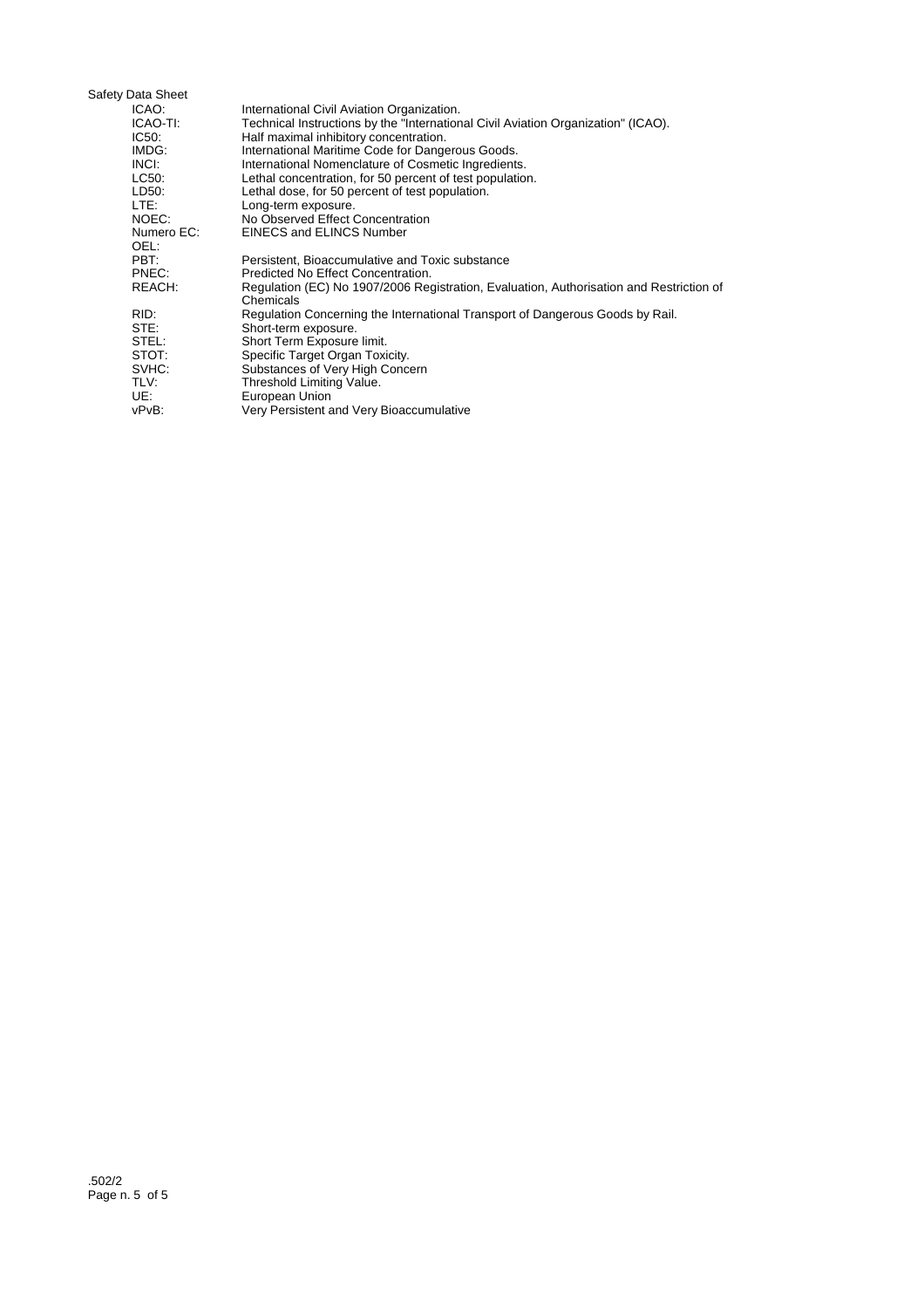| | |
|---|---|
| ICAO: | International Civil Aviation Organization. |
| ICAO-TI: | Technical Instructions by the "International Civil Aviation Organization" (ICAO). |
| IC50: | Half maximal inhibitory concentration. |
| IMDG: | International Maritime Code for Dangerous Goods. |
| INCI: | International Nomenclature of Cosmetic Ingredients. |
| LC50: | Lethal concentration, for 50 percent of test population. |
| LD50: | Lethal dose, for 50 percent of test population. |
| LTE: | Long-term exposure. |
| NOEC: | No Observed Effect Concentration |
| Numero EC: | EINECS and ELINCS Number |
| OEL: | |
| PBT: | Persistent, Bioaccumulative and Toxic substance |
| PNEC: | Predicted No Effect Concentration. |
| REACH: | Regulation (EC) No 1907/2006 Registration, Evaluation, Authorisation and Restriction of Chemicals |
| RID: | Regulation Concerning the International Transport of Dangerous Goods by Rail. |
| STE: | Short-term exposure. |
| STEL: | Short Term Exposure limit. |
| STOT: | Specific Target Organ Toxicity. |
| SVHC: | Substances of Very High Concern |
| TLV: | Threshold Limiting Value. |
| UE: | European Union |
| vPvB: | Very Persistent and Very Bioaccumulative |